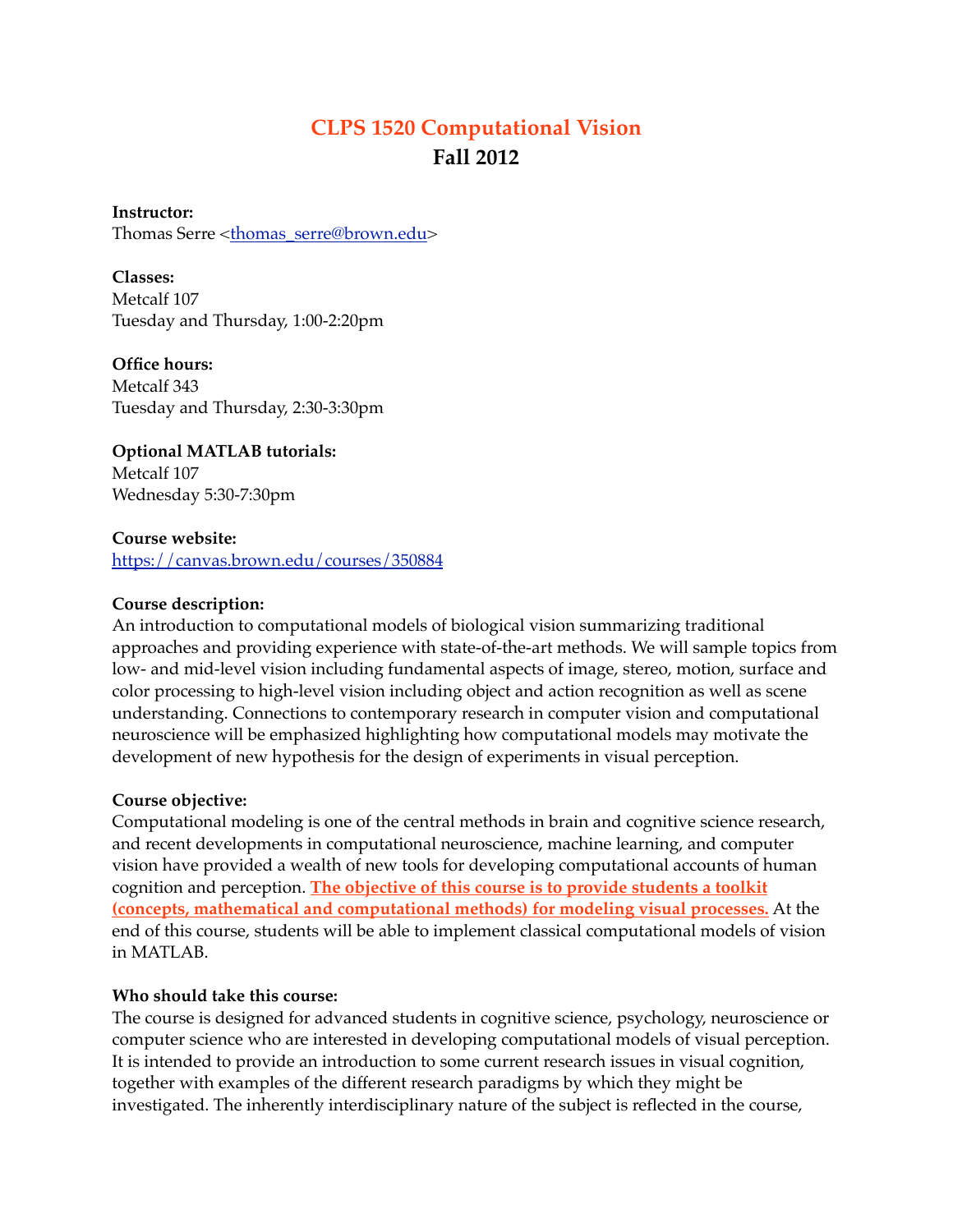# CLPS 1520 Computational Vision
## Fall 2012

**Instructor:**
Thomas Serre <thomas_serre@brown.edu>

**Classes:**
Metcalf 107
Tuesday and Thursday, 1:00-2:20pm

**Office hours:**
Metcalf 343
Tuesday and Thursday, 2:30-3:30pm

**Optional MATLAB tutorials:**
Metcalf 107
Wednesday 5:30-7:30pm

**Course website:**
https://canvas.brown.edu/courses/350884

**Course description:**
An introduction to computational models of biological vision summarizing traditional approaches and providing experience with state-of-the-art methods. We will sample topics from low- and mid-level vision including fundamental aspects of image, stereo, motion, surface and color processing to high-level vision including object and action recognition as well as scene understanding. Connections to contemporary research in computer vision and computational neuroscience will be emphasized highlighting how computational models may motivate the development of new hypothesis for the design of experiments in visual perception.

**Course objective:**
Computational modeling is one of the central methods in brain and cognitive science research, and recent developments in computational neuroscience, machine learning, and computer vision have provided a wealth of new tools for developing computational accounts of human cognition and perception. **The objective of this course is to provide students a toolkit (concepts, mathematical and computational methods) for modeling visual processes.** At the end of this course, students will be able to implement classical computational models of vision in MATLAB.

**Who should take this course:**
The course is designed for advanced students in cognitive science, psychology, neuroscience or computer science who are interested in developing computational models of visual perception. It is intended to provide an introduction to some current research issues in visual cognition, together with examples of the different research paradigms by which they might be investigated. The inherently interdisciplinary nature of the subject is reflected in the course,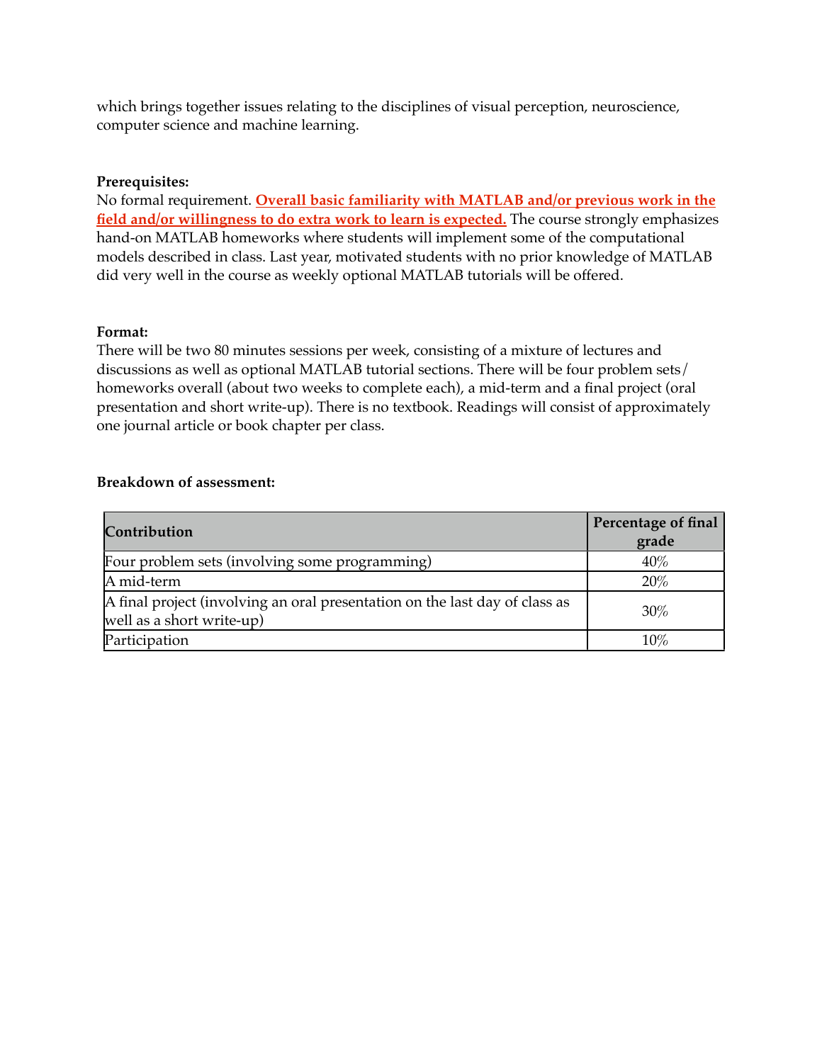which brings together issues relating to the disciplines of visual perception, neuroscience, computer science and machine learning.

**Prerequisites:**
No formal requirement. **Overall basic familiarity with MATLAB and/or previous work in the field and/or willingness to do extra work to learn is expected.** The course strongly emphasizes hand-on MATLAB homeworks where students will implement some of the computational models described in class. Last year, motivated students with no prior knowledge of MATLAB did very well in the course as weekly optional MATLAB tutorials will be offered.

**Format:**
There will be two 80 minutes sessions per week, consisting of a mixture of lectures and discussions as well as optional MATLAB tutorial sections. There will be four problem sets/ homeworks overall (about two weeks to complete each), a mid-term and a final project (oral presentation and short write-up). There is no textbook. Readings will consist of approximately one journal article or book chapter per class.

**Breakdown of assessment:**

| Contribution | Percentage of final grade |
|---|---|
| Four problem sets (involving some programming) | 40% |
| A mid-term | 20% |
| A final project (involving an oral presentation on the last day of class as well as a short write-up) | 30% |
| Participation | 10% |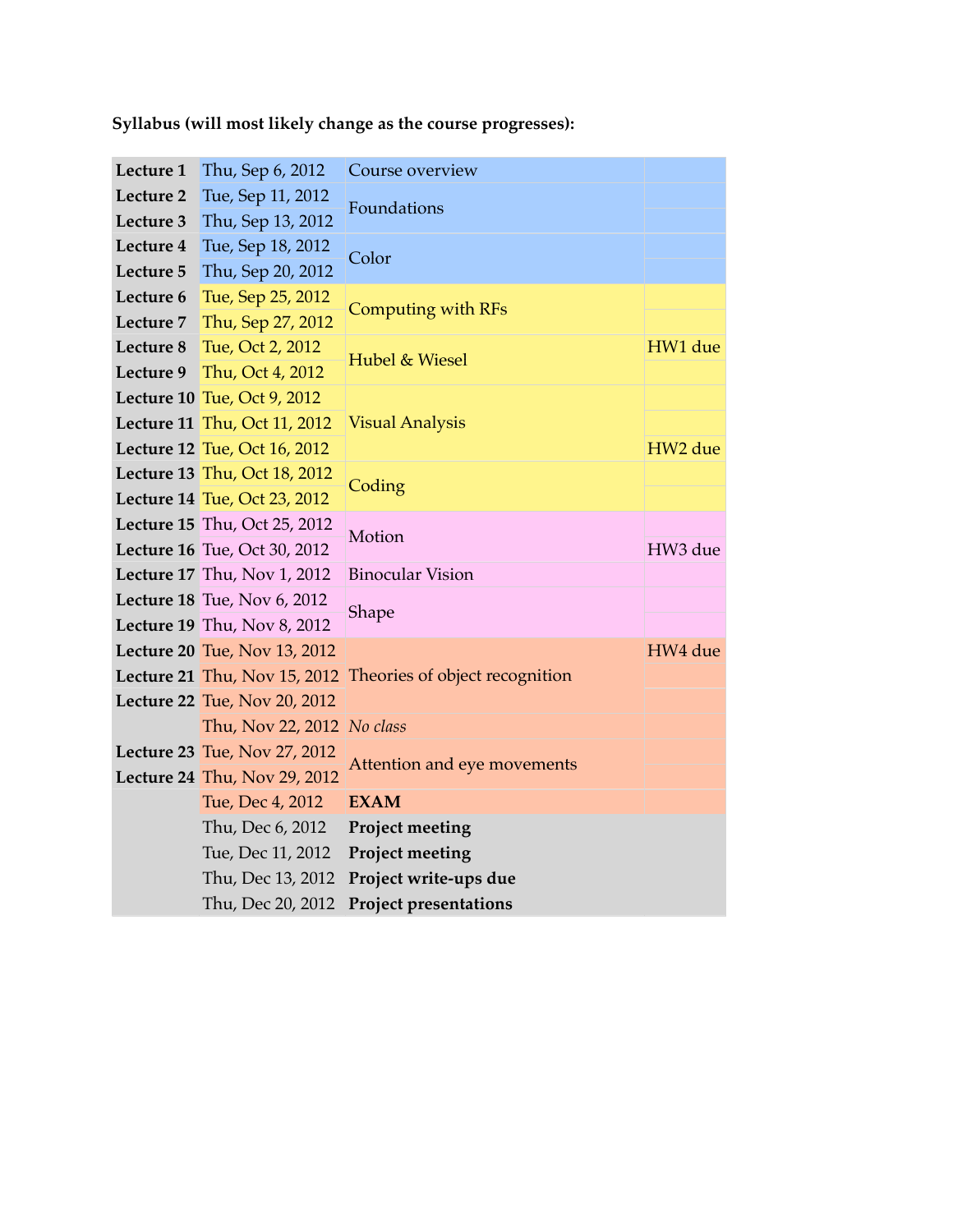**Syllabus (will most likely change as the course progresses):**

| | | | |
|---|---|---|---|
| **Lecture 1** | Thu, Sep 6, 2012 | Course overview | |
| **Lecture 2** | Tue, Sep 11, 2012 | Foundations | |
| **Lecture 3** | Thu, Sep 13, 2012 | | |
| **Lecture 4** | Tue, Sep 18, 2012 | Color | |
| **Lecture 5** | Thu, Sep 20, 2012 | | |
| **Lecture 6** | Tue, Sep 25, 2012 | Computing with RFs | |
| **Lecture 7** | Thu, Sep 27, 2012 | | |
| **Lecture 8** | Tue, Oct 2, 2012 | Hubel & Wiesel | HW1 due |
| **Lecture 9** | Thu, Oct 4, 2012 | | |
| **Lecture 10** | Tue, Oct 9, 2012 | Visual Analysis | |
| **Lecture 11** | Thu, Oct 11, 2012 | | |
| **Lecture 12** | Tue, Oct 16, 2012 | | HW2 due |
| **Lecture 13** | Thu, Oct 18, 2012 | Coding | |
| **Lecture 14** | Tue, Oct 23, 2012 | | |
| **Lecture 15** | Thu, Oct 25, 2012 | Motion | |
| **Lecture 16** | Tue, Oct 30, 2012 | | HW3 due |
| **Lecture 17** | Thu, Nov 1, 2012 | Binocular Vision | |
| **Lecture 18** | Tue, Nov 6, 2012 | Shape | |
| **Lecture 19** | Thu, Nov 8, 2012 | | |
| **Lecture 20** | Tue, Nov 13, 2012 | Theories of object recognition | HW4 due |
| **Lecture 21** | Thu, Nov 15, 2012 | | |
| **Lecture 22** | Tue, Nov 20, 2012 | | |
| | Thu, Nov 22, 2012 | *No class* | |
| **Lecture 23** | Tue, Nov 27, 2012 | Attention and eye movements | |
| **Lecture 24** | Thu, Nov 29, 2012 | | |
| | Tue, Dec 4, 2012 | **EXAM** | |
| | Thu, Dec 6, 2012 | **Project meeting** | |
| | Tue, Dec 11, 2012 | **Project meeting** | |
| | Thu, Dec 13, 2012 | **Project write-ups due** | |
| | Thu, Dec 20, 2012 | **Project presentations** | |